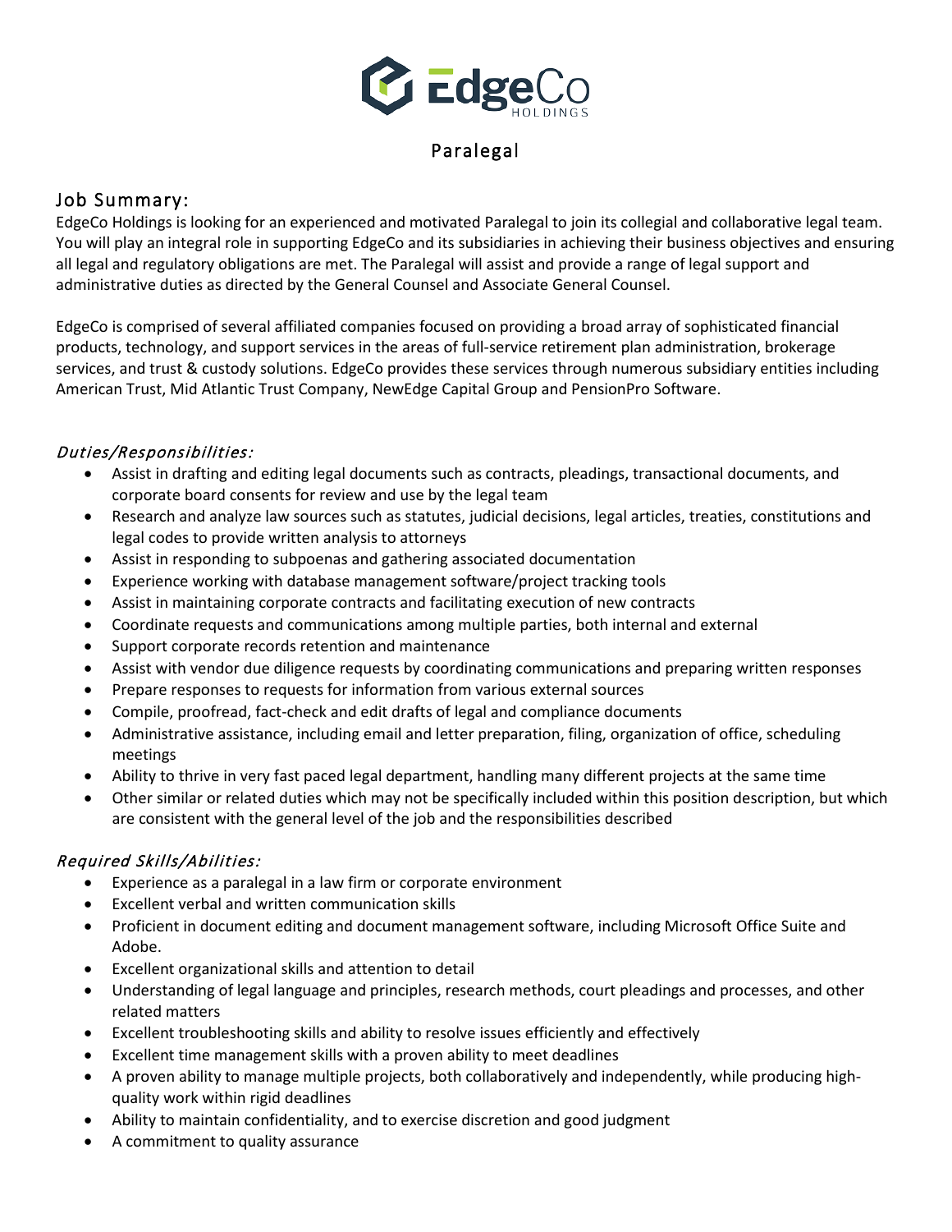# Paralegal

## Job Summary:

EdgeCo Holdings is looking for an experienced and motivated Paralegal to join its collegial and collaborative legal team. You will play an integral role in supporting EdgeCo and its subsidiaries in achieving their business objectives and ensuring all legal and regulatory obligations are met. The Paralegal will assist and provide a range of legal support and administrative duties as directed by the General Counsel and Associate General Counsel.

EdgeCo is comprised of several affiliated companies focused on providing a broad array of sophisticated financial products, technology, and support services in the areas of full-service retirement plan administration, brokerage services, and trust & custody solutions. EdgeCo provides these services through numerous subsidiary entities including American Trust, Mid Atlantic Trust Company, NewEdge Capital Group and PensionPro Software.

### *Duties/Responsibilities:*

- Assist in drafting and editing legal documents such as contracts, pleadings, transactional documents, and corporate board consents for review and use by the legal team
- Research and analyze law sources such as statutes, judicial decisions, legal articles, treaties, constitutions and legal codes to provide written analysis to attorneys
- Assist in responding to subpoenas and gathering associated documentation
- Experience working with database management software/project tracking tools
- Assist in maintaining corporate contracts and facilitating execution of new contracts
- Coordinate requests and communications among multiple parties, both internal and external
- Support corporate records retention and maintenance
- Assist with vendor due diligence requests by coordinating communications and preparing written responses
- Prepare responses to requests for information from various external sources
- Compile, proofread, fact-check and edit drafts of legal and compliance documents
- Administrative assistance, including email and letter preparation, filing, organization of office, scheduling meetings
- Ability to thrive in very fast paced legal department, handling many different projects at the same time
- Other similar or related duties which may not be specifically included within this position description, but which are consistent with the general level of the job and the responsibilities described

### *Required Skills/Abilities:*

- Experience as a paralegal in a law firm or corporate environment
- Excellent verbal and written communication skills
- Proficient in document editing and document management software, including Microsoft Office Suite and Adobe.
- Excellent organizational skills and attention to detail
- Understanding of legal language and principles, research methods, court pleadings and processes, and other related matters
- Excellent troubleshooting skills and ability to resolve issues efficiently and effectively
- Excellent time management skills with a proven ability to meet deadlines
- A proven ability to manage multiple projects, both collaboratively and independently, while producing high-quality work within rigid deadlines
- Ability to maintain confidentiality, and to exercise discretion and good judgment
- A commitment to quality assurance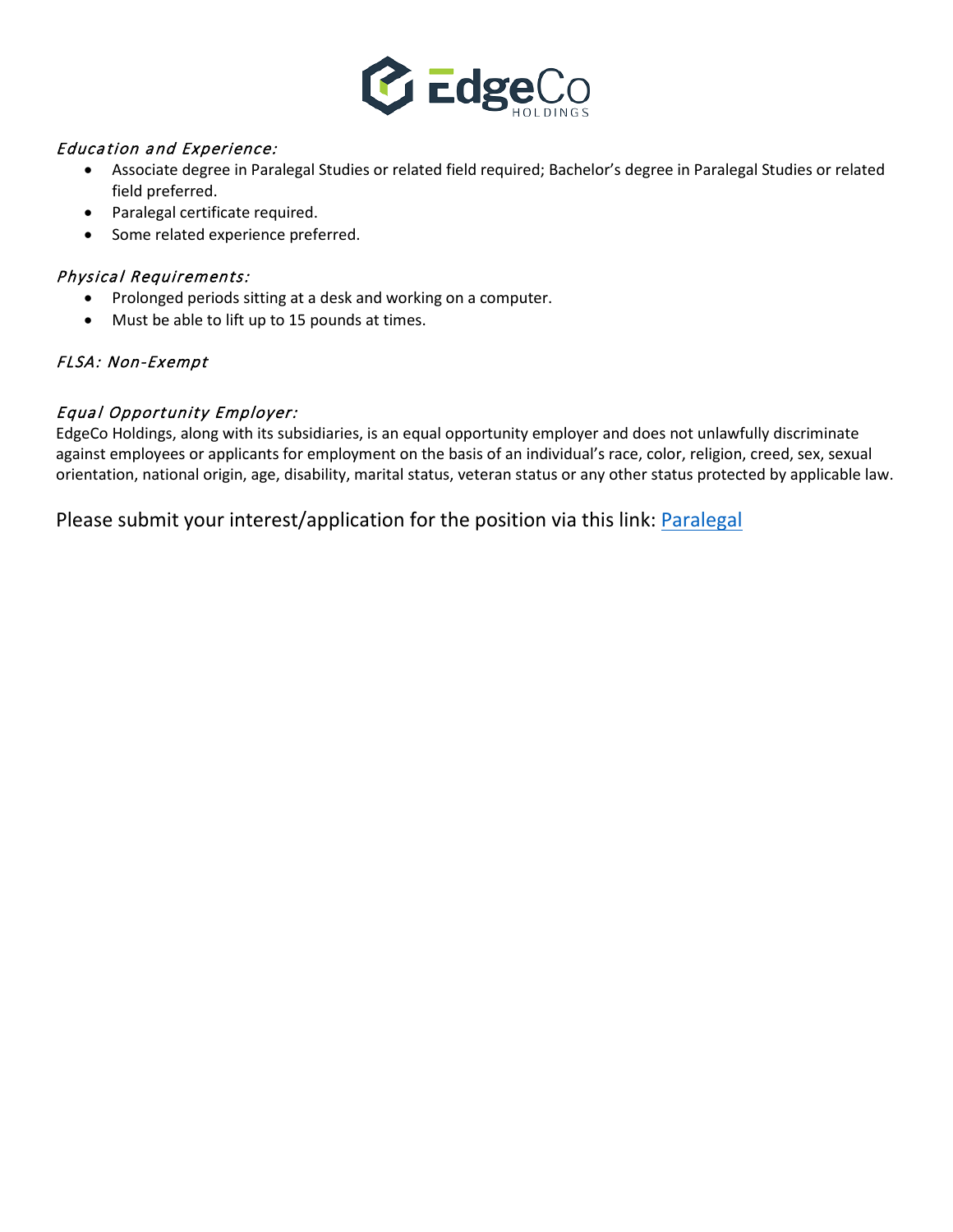### *Education and Experience:*

- Associate degree in Paralegal Studies or related field required; Bachelor's degree in Paralegal Studies or related field preferred.
- Paralegal certificate required.
- Some related experience preferred.

### *Physical Requirements:*

- Prolonged periods sitting at a desk and working on a computer.
- Must be able to lift up to 15 pounds at times.

### *FLSA: Non-Exempt*

### *Equal Opportunity Employer:*

EdgeCo Holdings, along with its subsidiaries, is an equal opportunity employer and does not unlawfully discriminate against employees or applicants for employment on the basis of an individual's race, color, religion, creed, sex, sexual orientation, national origin, age, disability, marital status, veteran status or any other status protected by applicable law.

Please submit your interest/application for the position via this link: Paralegal